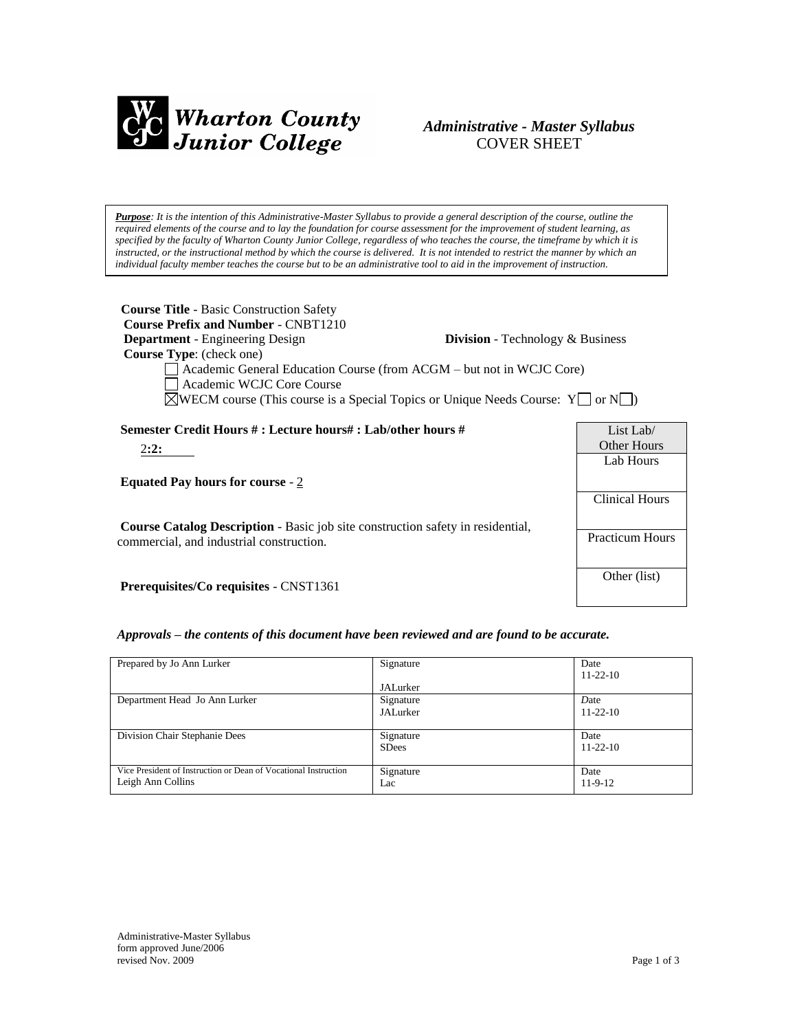**Wharton County Junior College**

## *Administrative - Master Syllabus*
COVER SHEET

> ***Purpose**: It is the intention of this Administrative-Master Syllabus to provide a general description of the course, outline the required elements of the course and to lay the foundation for course assessment for the improvement of student learning, as specified by the faculty of Wharton County Junior College, regardless of who teaches the course, the timeframe by which it is instructed, or the instructional method by which the course is delivered. It is not intended to restrict the manner by which an individual faculty member teaches the course but to be an administrative tool to aid in the improvement of instruction.*

**Course Title** - Basic Construction Safety
**Course Prefix and Number** - CNBT1210
**Department** - Engineering Design **Division** - Technology & Business
**Course Type**: (check one)

- ☐ Academic General Education Course (from ACGM – but not in WCJC Core)
- ☐ Academic WCJC Core Course
- ☒ WECM course (This course is a Special Topics or Unique Needs Course: Y ☐ or N ☐)

**Semester Credit Hours # : Lecture hours# : Lab/other hours #**

2**:2:**

**Equated Pay hours for course** - 2

**Course Catalog Description** - Basic job site construction safety in residential, commercial, and industrial construction.

**Prerequisites/Co requisites** - CNST1361

| List Lab/ Other Hours |
|---|
| Lab Hours |
| Clinical Hours |
| Practicum Hours |
| Other (list) |

***Approvals – the contents of this document have been reviewed and are found to be accurate.***

| | | |
|---|---|---|
| Prepared by Jo Ann Lurker | Signature<br>JALurker | Date<br>11-22-10 |
| Department Head Jo Ann Lurker | Signature<br>JALurker | Date<br>11-22-10 |
| Division Chair Stephanie Dees | Signature<br>SDees | Date<br>11-22-10 |
| Vice President of Instruction or Dean of Vocational Instruction<br>Leigh Ann Collins | Signature<br>Lac | Date<br>11-9-12 |

Administrative-Master Syllabus
form approved June/2006
revised Nov. 2009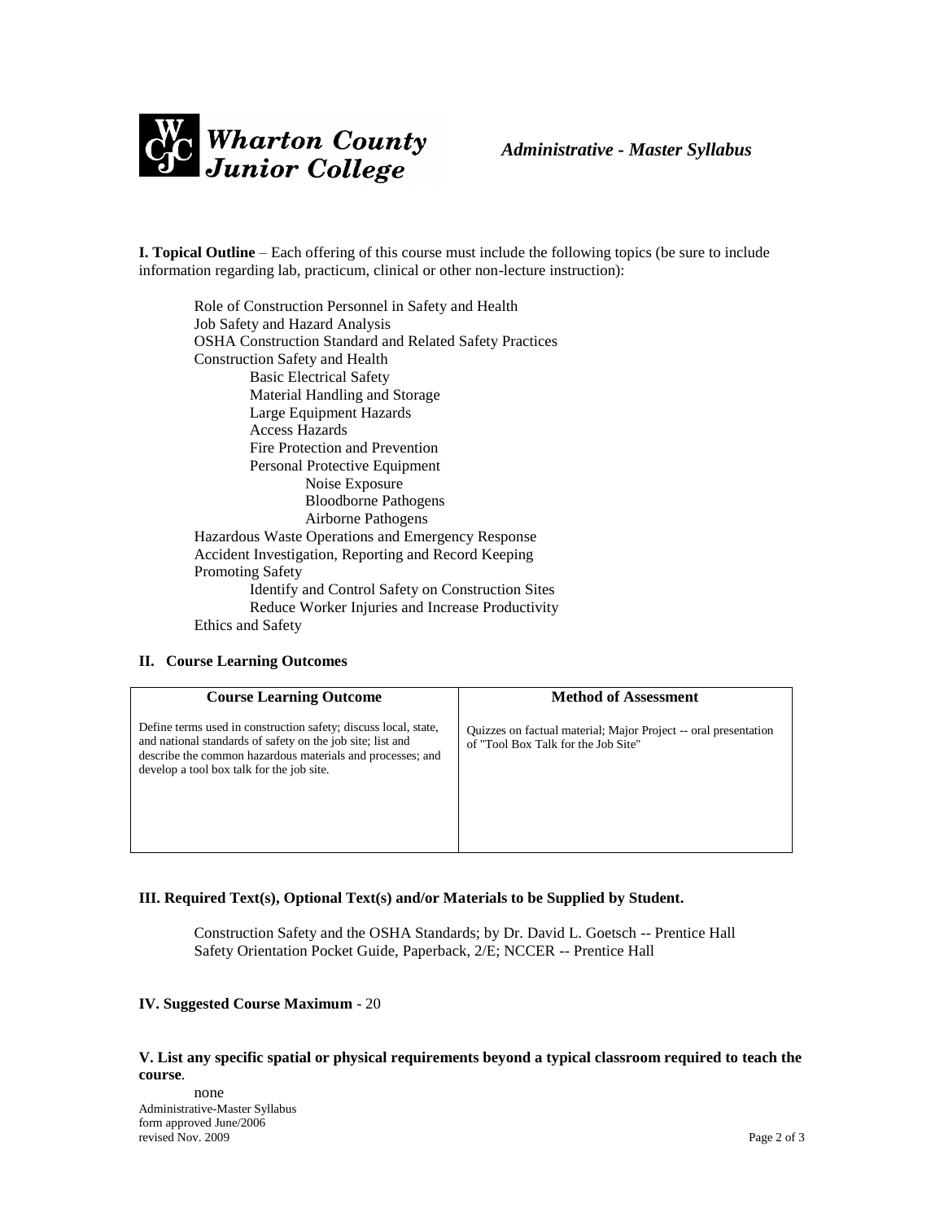**I. Topical Outline** – Each offering of this course must include the following topics (be sure to include information regarding lab, practicum, clinical or other non-lecture instruction):

- Role of Construction Personnel in Safety and Health
- Job Safety and Hazard Analysis
- OSHA Construction Standard and Related Safety Practices
- Construction Safety and Health
    - Basic Electrical Safety
    - Material Handling and Storage
    - Large Equipment Hazards
    - Access Hazards
    - Fire Protection and Prevention
    - Personal Protective Equipment
        - Noise Exposure
        - Bloodborne Pathogens
        - Airborne Pathogens
- Hazardous Waste Operations and Emergency Response
- Accident Investigation, Reporting and Record Keeping
- Promoting Safety
    - Identify and Control Safety on Construction Sites
    - Reduce Worker Injuries and Increase Productivity
- Ethics and Safety

**II. Course Learning Outcomes**

| Course Learning Outcome | Method of Assessment |
| --- | --- |
| Define terms used in construction safety; discuss local, state, and national standards of safety on the job site; list and describe the common hazardous materials and processes; and develop a tool box talk for the job site. | Quizzes on factual material; Major Project -- oral presentation of "Tool Box Talk for the Job Site" |

**III. Required Text(s), Optional Text(s) and/or Materials to be Supplied by Student.**

Construction Safety and the OSHA Standards; by Dr. David L. Goetsch -- Prentice Hall
Safety Orientation Pocket Guide, Paperback, 2/E; NCCER -- Prentice Hall

**IV. Suggested Course Maximum** - 20

**V. List any specific spatial or physical requirements beyond a typical classroom required to teach the course**.

none

Administrative-Master Syllabus
form approved June/2006
revised Nov. 2009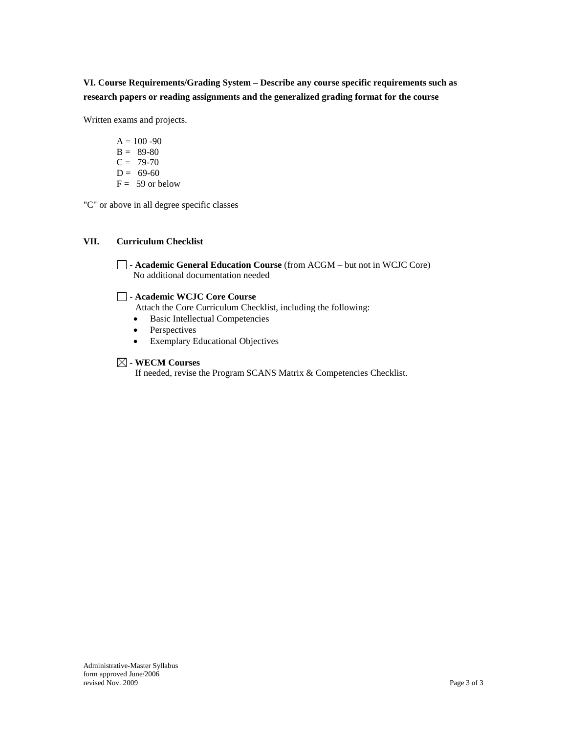**VI. Course Requirements/Grading System – Describe any course specific requirements such as research papers or reading assignments and the generalized grading format for the course**

Written exams and projects.

A = 100 -90
B = 89-80
C = 79-70
D = 69-60
F = 59 or below

"C" or above in all degree specific classes

**VII. Curriculum Checklist**

☐ - **Academic General Education Course** (from ACGM – but not in WCJC Core)
No additional documentation needed

☐ - **Academic WCJC Core Course**
Attach the Core Curriculum Checklist, including the following:

- Basic Intellectual Competencies
- Perspectives
- Exemplary Educational Objectives

☒ - **WECM Courses**
If needed, revise the Program SCANS Matrix & Competencies Checklist.

Administrative-Master Syllabus
form approved June/2006
revised Nov. 2009